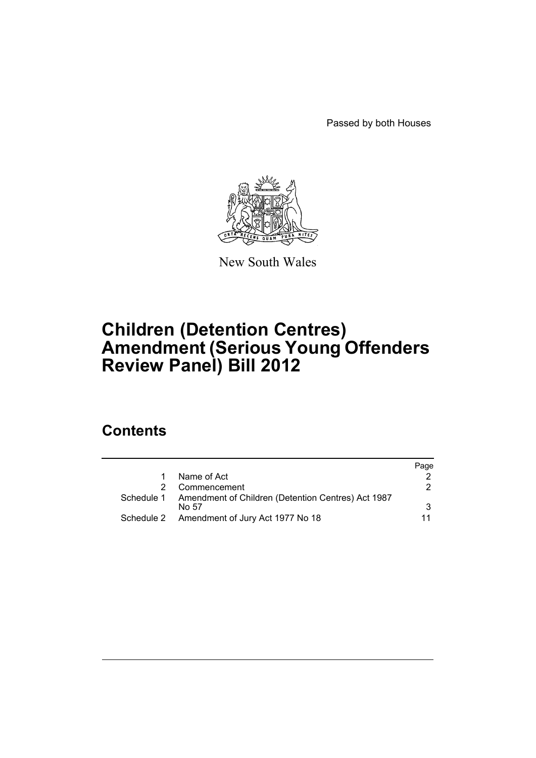Passed by both Houses

New South Wales

# Children (Detention Centres) Amendment (Serious Young Offenders Review Panel) Bill 2012

## Contents

| | | Page |
|---|---|---|
| 1 | Name of Act | 2 |
| 2 | Commencement | 2 |
| Schedule 1 | Amendment of Children (Detention Centres) Act 1987 No 57 | 3 |
| Schedule 2 | Amendment of Jury Act 1977 No 18 | 11 |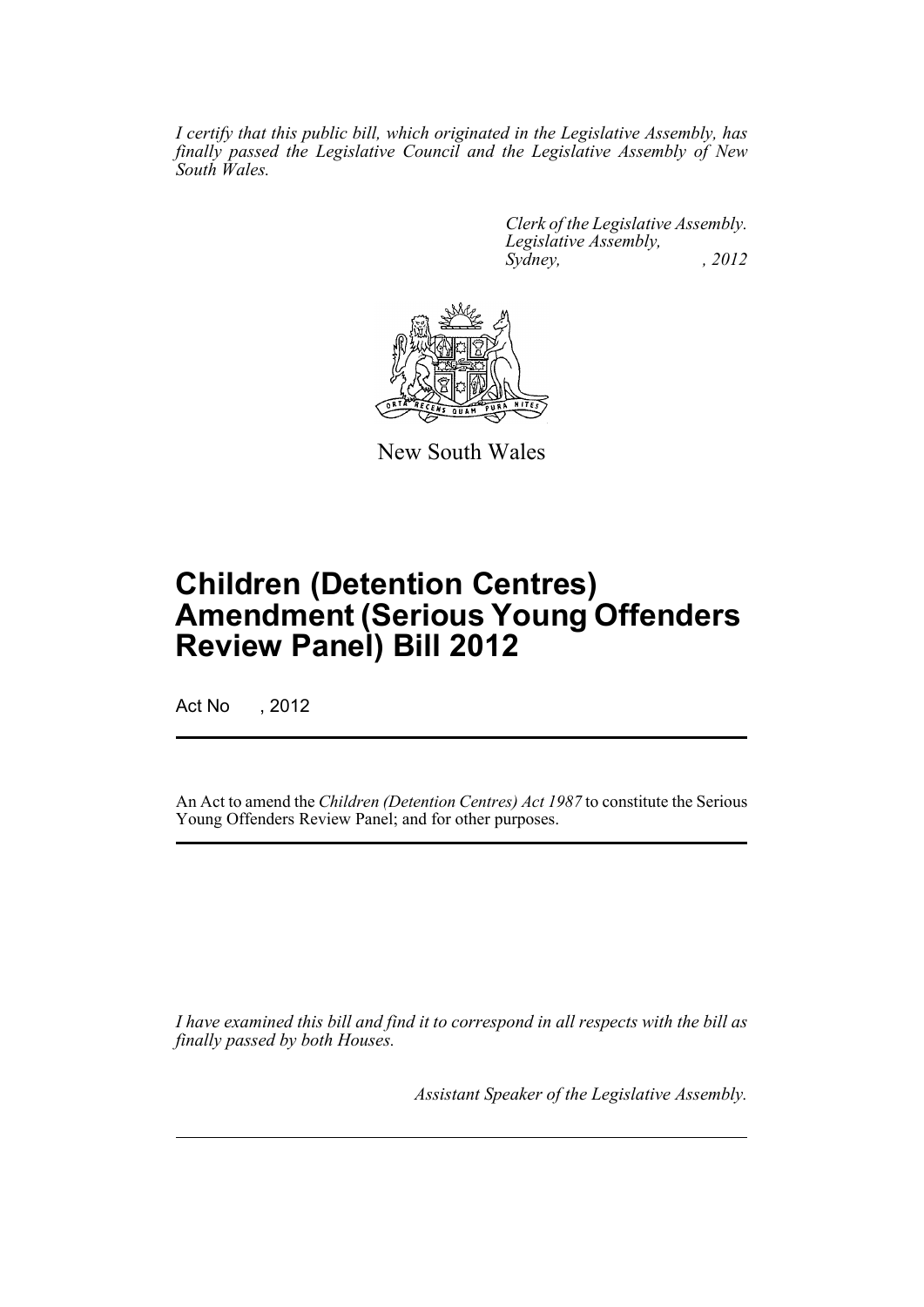*I certify that this public bill, which originated in the Legislative Assembly, has finally passed the Legislative Council and the Legislative Assembly of New South Wales.*

*Clerk of the Legislative Assembly.*
*Legislative Assembly,*
*Sydney, , 2012*

New South Wales

# Children (Detention Centres) Amendment (Serious Young Offenders Review Panel) Bill 2012

Act No , 2012

An Act to amend the *Children (Detention Centres) Act 1987* to constitute the Serious Young Offenders Review Panel; and for other purposes.

*I have examined this bill and find it to correspond in all respects with the bill as finally passed by both Houses.*

*Assistant Speaker of the Legislative Assembly.*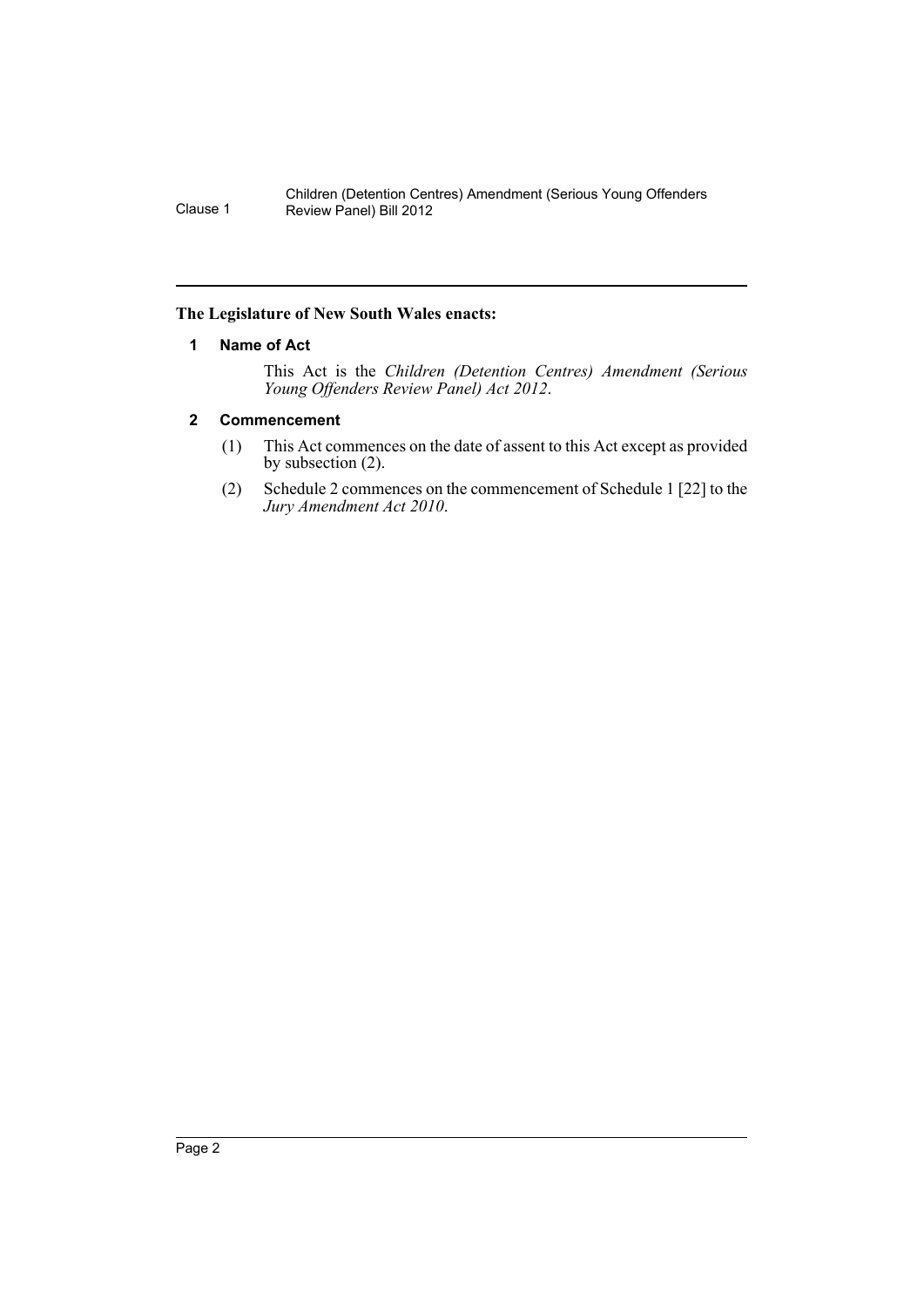**The Legislature of New South Wales enacts:**

## 1 Name of Act

This Act is the *Children (Detention Centres) Amendment (Serious Young Offenders Review Panel) Act 2012*.

## 2 Commencement

(1) This Act commences on the date of assent to this Act except as provided by subsection (2).

(2) Schedule 2 commences on the commencement of Schedule 1 [22] to the *Jury Amendment Act 2010*.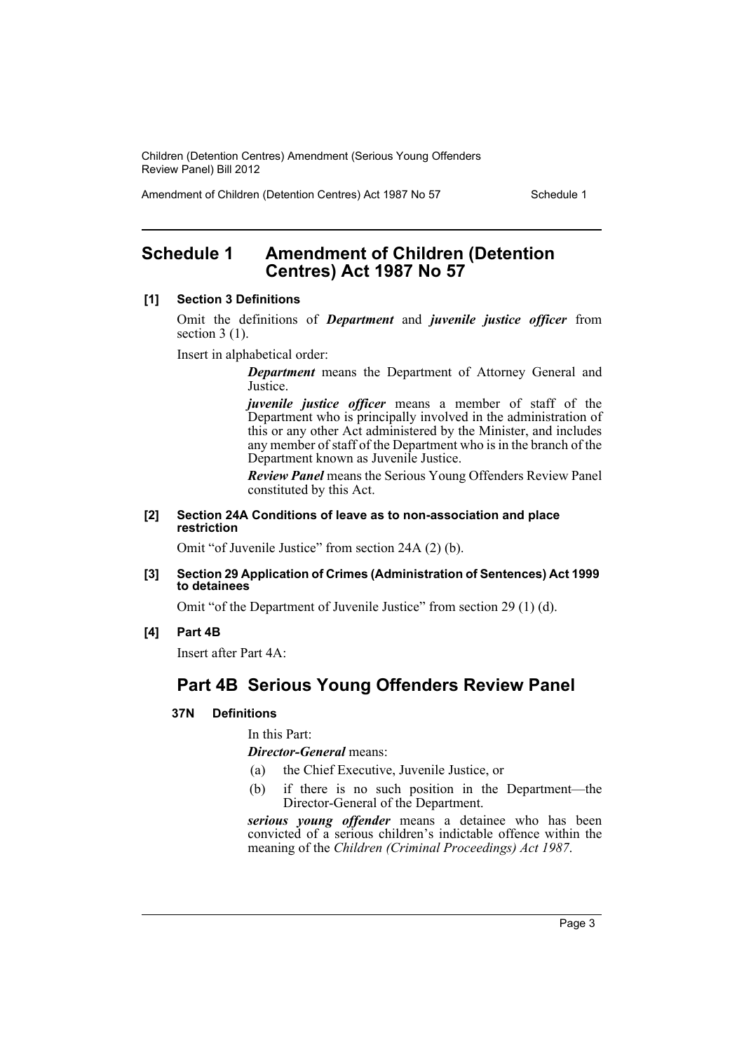# Schedule 1 Amendment of Children (Detention Centres) Act 1987 No 57

**[1] Section 3 Definitions**

Omit the definitions of ***Department*** and ***juvenile justice officer*** from section 3 (1).

Insert in alphabetical order:

> ***Department*** means the Department of Attorney General and Justice.
>
> ***juvenile justice officer*** means a member of staff of the Department who is principally involved in the administration of this or any other Act administered by the Minister, and includes any member of staff of the Department who is in the branch of the Department known as Juvenile Justice.
>
> ***Review Panel*** means the Serious Young Offenders Review Panel constituted by this Act.

**[2] Section 24A Conditions of leave as to non-association and place restriction**

Omit "of Juvenile Justice" from section 24A (2) (b).

**[3] Section 29 Application of Crimes (Administration of Sentences) Act 1999 to detainees**

Omit "of the Department of Juvenile Justice" from section 29 (1) (d).

**[4] Part 4B**

Insert after Part 4A:

## Part 4B Serious Young Offenders Review Panel

**37N Definitions**

In this Part:

***Director-General*** means:

(a) the Chief Executive, Juvenile Justice, or

(b) if there is no such position in the Department—the Director-General of the Department.

***serious young offender*** means a detainee who has been convicted of a serious children's indictable offence within the meaning of the *Children (Criminal Proceedings) Act 1987*.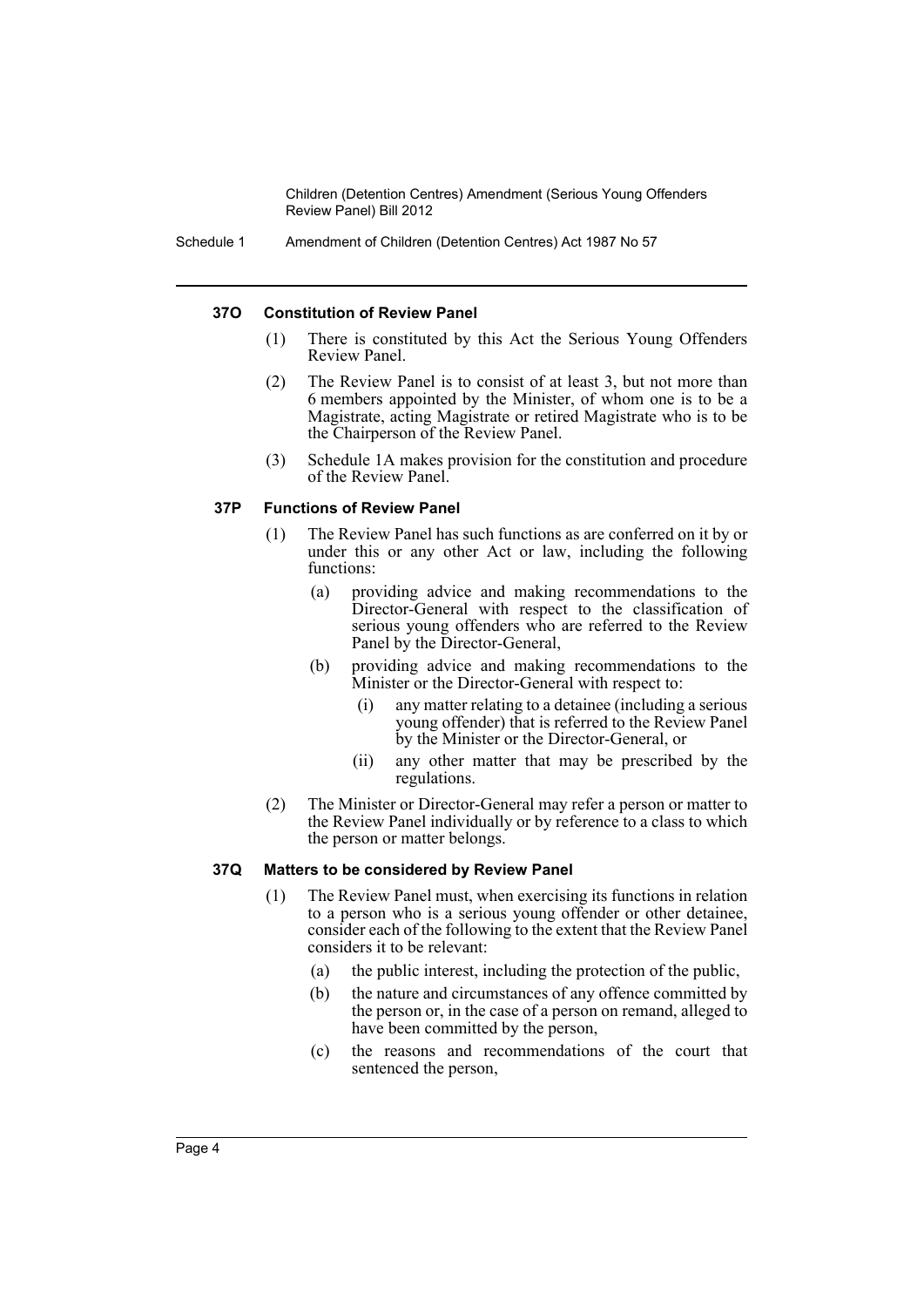#### 37O Constitution of Review Panel

(1) There is constituted by this Act the Serious Young Offenders Review Panel.

(2) The Review Panel is to consist of at least 3, but not more than 6 members appointed by the Minister, of whom one is to be a Magistrate, acting Magistrate or retired Magistrate who is to be the Chairperson of the Review Panel.

(3) Schedule 1A makes provision for the constitution and procedure of the Review Panel.

#### 37P Functions of Review Panel

(1) The Review Panel has such functions as are conferred on it by or under this or any other Act or law, including the following functions:

- (a) providing advice and making recommendations to the Director-General with respect to the classification of serious young offenders who are referred to the Review Panel by the Director-General,
- (b) providing advice and making recommendations to the Minister or the Director-General with respect to:
  - (i) any matter relating to a detainee (including a serious young offender) that is referred to the Review Panel by the Minister or the Director-General, or
  - (ii) any other matter that may be prescribed by the regulations.

(2) The Minister or Director-General may refer a person or matter to the Review Panel individually or by reference to a class to which the person or matter belongs.

#### 37Q Matters to be considered by Review Panel

(1) The Review Panel must, when exercising its functions in relation to a person who is a serious young offender or other detainee, consider each of the following to the extent that the Review Panel considers it to be relevant:

- (a) the public interest, including the protection of the public,
- (b) the nature and circumstances of any offence committed by the person or, in the case of a person on remand, alleged to have been committed by the person,
- (c) the reasons and recommendations of the court that sentenced the person,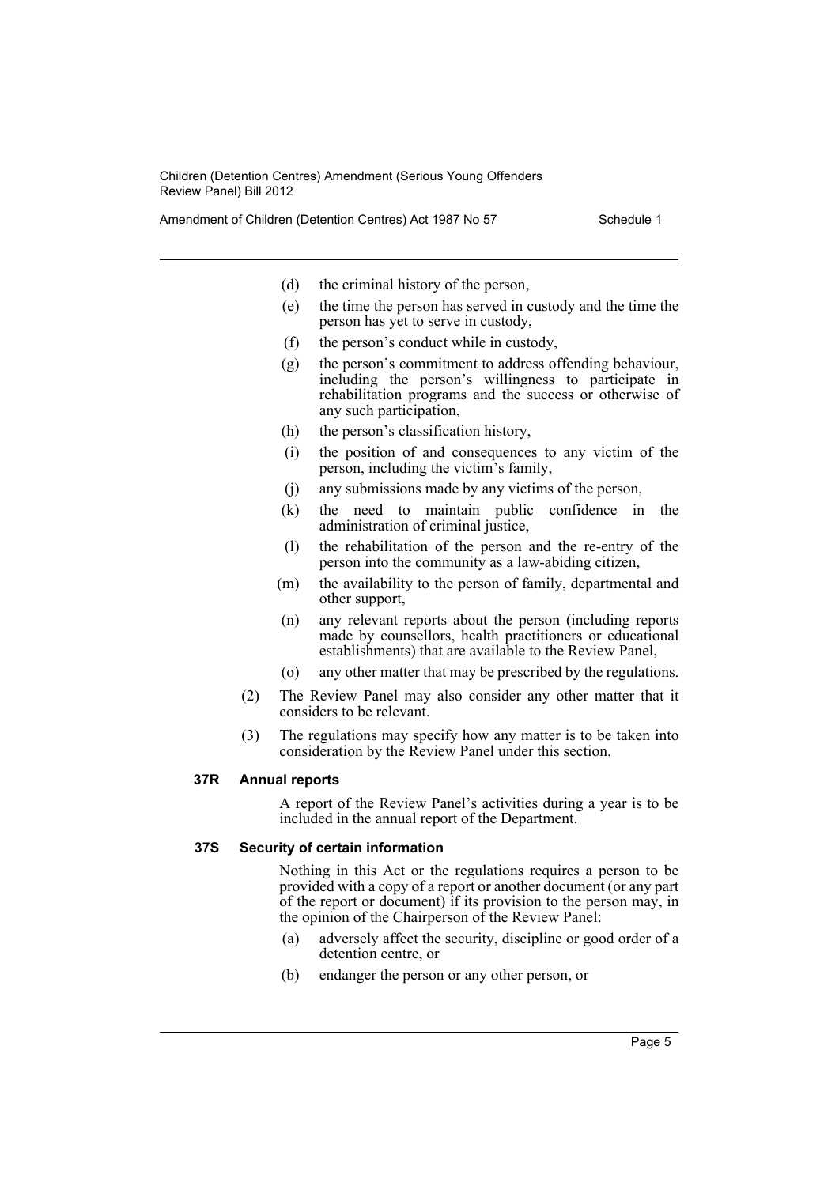(d) the criminal history of the person,

(e) the time the person has served in custody and the time the person has yet to serve in custody,

(f) the person's conduct while in custody,

(g) the person's commitment to address offending behaviour, including the person's willingness to participate in rehabilitation programs and the success or otherwise of any such participation,

(h) the person's classification history,

(i) the position of and consequences to any victim of the person, including the victim's family,

(j) any submissions made by any victims of the person,

(k) the need to maintain public confidence in the administration of criminal justice,

(l) the rehabilitation of the person and the re-entry of the person into the community as a law-abiding citizen,

(m) the availability to the person of family, departmental and other support,

(n) any relevant reports about the person (including reports made by counsellors, health practitioners or educational establishments) that are available to the Review Panel,

(o) any other matter that may be prescribed by the regulations.

(2) The Review Panel may also consider any other matter that it considers to be relevant.

(3) The regulations may specify how any matter is to be taken into consideration by the Review Panel under this section.

**37R Annual reports**

A report of the Review Panel's activities during a year is to be included in the annual report of the Department.

**37S Security of certain information**

Nothing in this Act or the regulations requires a person to be provided with a copy of a report or another document (or any part of the report or document) if its provision to the person may, in the opinion of the Chairperson of the Review Panel:

(a) adversely affect the security, discipline or good order of a detention centre, or

(b) endanger the person or any other person, or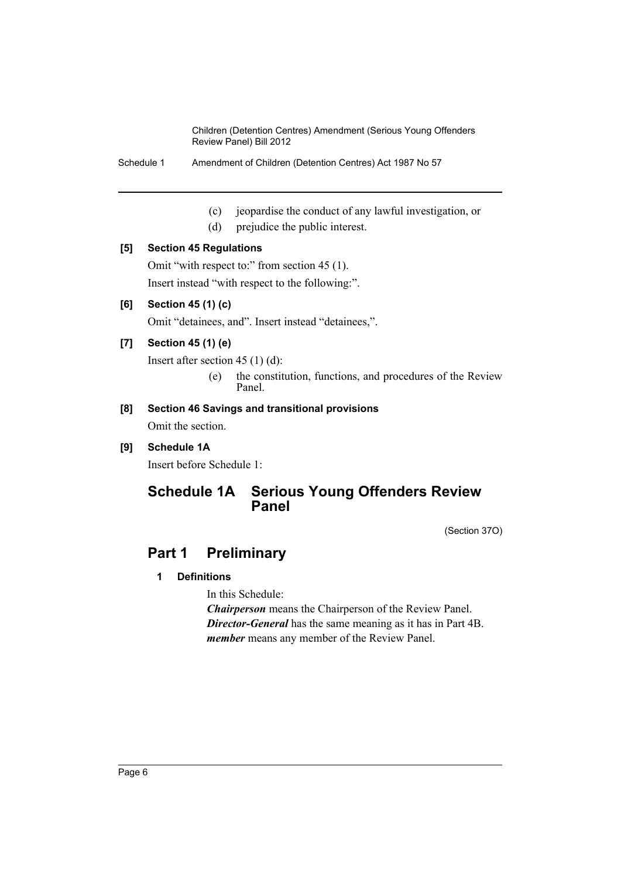(c) jeopardise the conduct of any lawful investigation, or

(d) prejudice the public interest.

**[5] Section 45 Regulations**

Omit "with respect to:" from section 45 (1).

Insert instead "with respect to the following:".

**[6] Section 45 (1) (c)**

Omit "detainees, and". Insert instead "detainees,".

**[7] Section 45 (1) (e)**

Insert after section 45 (1) (d):

(e) the constitution, functions, and procedures of the Review Panel.

**[8] Section 46 Savings and transitional provisions**

Omit the section.

**[9] Schedule 1A**

Insert before Schedule 1:

## Schedule 1A Serious Young Offenders Review Panel

(Section 37O)

## Part 1 Preliminary

### 1 Definitions

In this Schedule:

***Chairperson*** means the Chairperson of the Review Panel.

***Director-General*** has the same meaning as it has in Part 4B.

***member*** means any member of the Review Panel.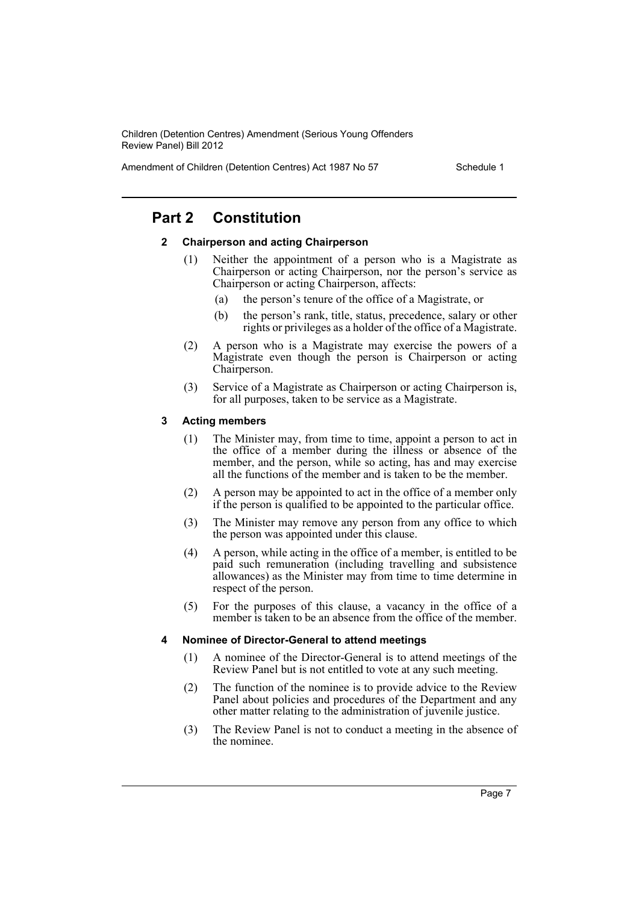## Part 2 Constitution

### 2 Chairperson and acting Chairperson

(1) Neither the appointment of a person who is a Magistrate as Chairperson or acting Chairperson, nor the person's service as Chairperson or acting Chairperson, affects:

- (a) the person's tenure of the office of a Magistrate, or
- (b) the person's rank, title, status, precedence, salary or other rights or privileges as a holder of the office of a Magistrate.

(2) A person who is a Magistrate may exercise the powers of a Magistrate even though the person is Chairperson or acting Chairperson.

(3) Service of a Magistrate as Chairperson or acting Chairperson is, for all purposes, taken to be service as a Magistrate.

### 3 Acting members

(1) The Minister may, from time to time, appoint a person to act in the office of a member during the illness or absence of the member, and the person, while so acting, has and may exercise all the functions of the member and is taken to be the member.

(2) A person may be appointed to act in the office of a member only if the person is qualified to be appointed to the particular office.

(3) The Minister may remove any person from any office to which the person was appointed under this clause.

(4) A person, while acting in the office of a member, is entitled to be paid such remuneration (including travelling and subsistence allowances) as the Minister may from time to time determine in respect of the person.

(5) For the purposes of this clause, a vacancy in the office of a member is taken to be an absence from the office of the member.

### 4 Nominee of Director-General to attend meetings

(1) A nominee of the Director-General is to attend meetings of the Review Panel but is not entitled to vote at any such meeting.

(2) The function of the nominee is to provide advice to the Review Panel about policies and procedures of the Department and any other matter relating to the administration of juvenile justice.

(3) The Review Panel is not to conduct a meeting in the absence of the nominee.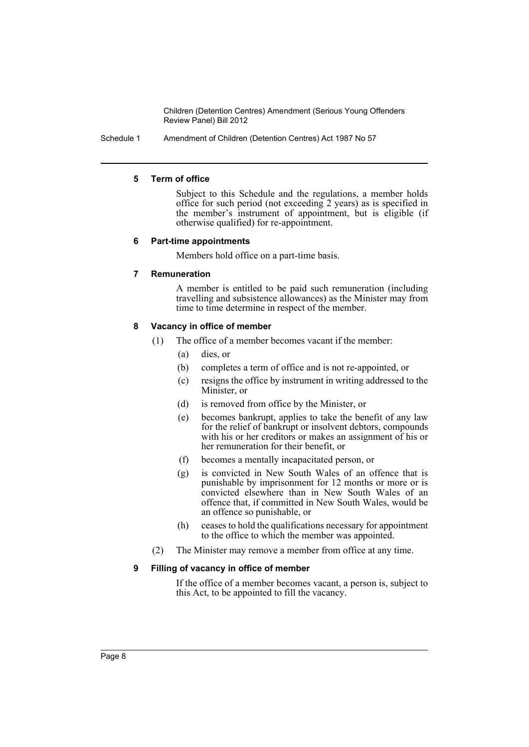#### 5 Term of office

Subject to this Schedule and the regulations, a member holds office for such period (not exceeding 2 years) as is specified in the member's instrument of appointment, but is eligible (if otherwise qualified) for re-appointment.

#### 6 Part-time appointments

Members hold office on a part-time basis.

#### 7 Remuneration

A member is entitled to be paid such remuneration (including travelling and subsistence allowances) as the Minister may from time to time determine in respect of the member.

#### 8 Vacancy in office of member

(1) The office of a member becomes vacant if the member:

- (a) dies, or
- (b) completes a term of office and is not re-appointed, or
- (c) resigns the office by instrument in writing addressed to the Minister, or
- (d) is removed from office by the Minister, or
- (e) becomes bankrupt, applies to take the benefit of any law for the relief of bankrupt or insolvent debtors, compounds with his or her creditors or makes an assignment of his or her remuneration for their benefit, or
- (f) becomes a mentally incapacitated person, or
- (g) is convicted in New South Wales of an offence that is punishable by imprisonment for 12 months or more or is convicted elsewhere than in New South Wales of an offence that, if committed in New South Wales, would be an offence so punishable, or
- (h) ceases to hold the qualifications necessary for appointment to the office to which the member was appointed.

(2) The Minister may remove a member from office at any time.

#### 9 Filling of vacancy in office of member

If the office of a member becomes vacant, a person is, subject to this Act, to be appointed to fill the vacancy.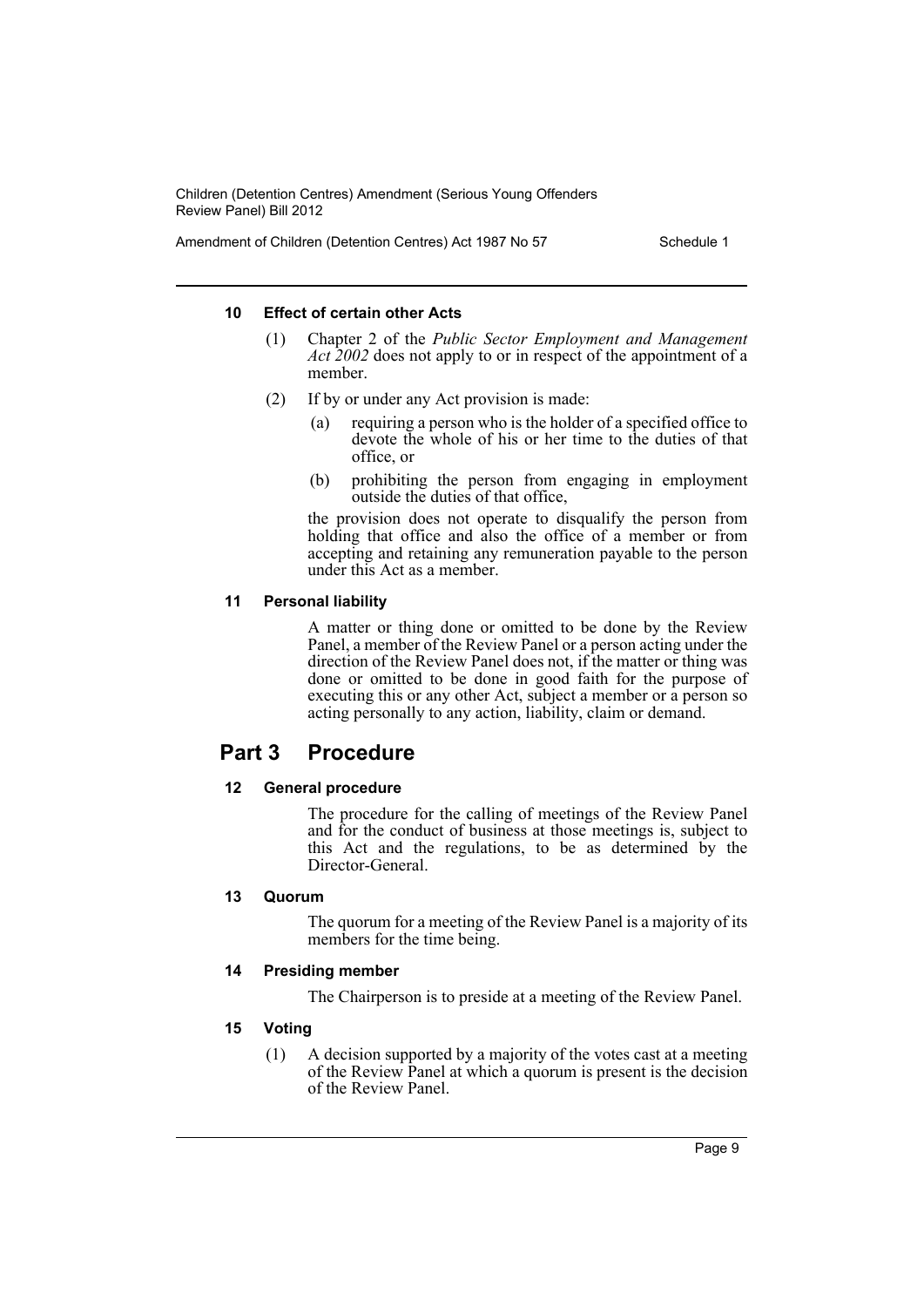#### 10 Effect of certain other Acts

(1) Chapter 2 of the *Public Sector Employment and Management Act 2002* does not apply to or in respect of the appointment of a member.

(2) If by or under any Act provision is made:

(a) requiring a person who is the holder of a specified office to devote the whole of his or her time to the duties of that office, or

(b) prohibiting the person from engaging in employment outside the duties of that office,

the provision does not operate to disqualify the person from holding that office and also the office of a member or from accepting and retaining any remuneration payable to the person under this Act as a member.

#### 11 Personal liability

A matter or thing done or omitted to be done by the Review Panel, a member of the Review Panel or a person acting under the direction of the Review Panel does not, if the matter or thing was done or omitted to be done in good faith for the purpose of executing this or any other Act, subject a member or a person so acting personally to any action, liability, claim or demand.

## Part 3 Procedure

#### 12 General procedure

The procedure for the calling of meetings of the Review Panel and for the conduct of business at those meetings is, subject to this Act and the regulations, to be as determined by the Director-General.

#### 13 Quorum

The quorum for a meeting of the Review Panel is a majority of its members for the time being.

#### 14 Presiding member

The Chairperson is to preside at a meeting of the Review Panel.

#### 15 Voting

(1) A decision supported by a majority of the votes cast at a meeting of the Review Panel at which a quorum is present is the decision of the Review Panel.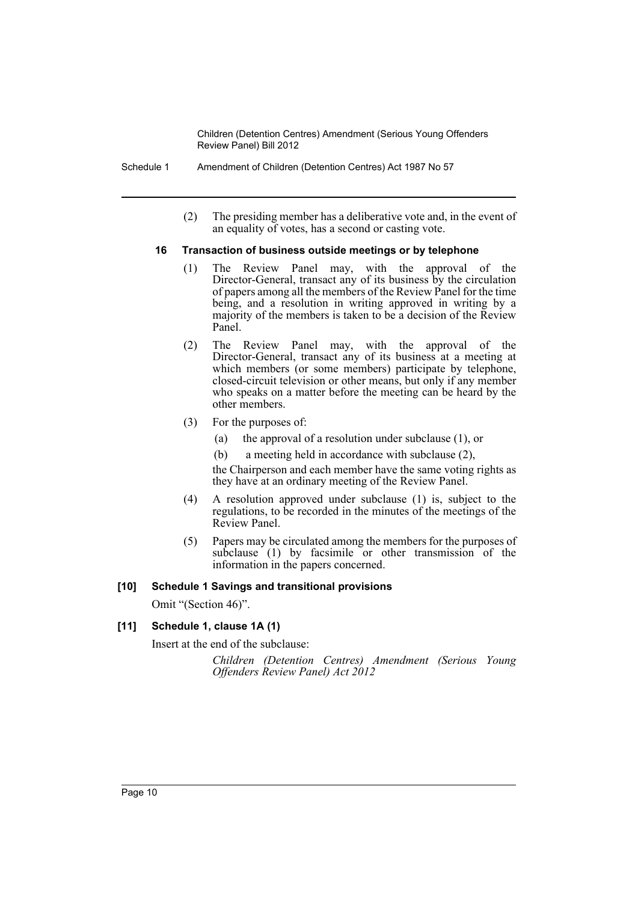(2) The presiding member has a deliberative vote and, in the event of an equality of votes, has a second or casting vote.

### 16 Transaction of business outside meetings or by telephone

(1) The Review Panel may, with the approval of the Director-General, transact any of its business by the circulation of papers among all the members of the Review Panel for the time being, and a resolution in writing approved in writing by a majority of the members is taken to be a decision of the Review Panel.

(2) The Review Panel may, with the approval of the Director-General, transact any of its business at a meeting at which members (or some members) participate by telephone, closed-circuit television or other means, but only if any member who speaks on a matter before the meeting can be heard by the other members.

(3) For the purposes of:

(a) the approval of a resolution under subclause (1), or

(b) a meeting held in accordance with subclause (2),

the Chairperson and each member have the same voting rights as they have at an ordinary meeting of the Review Panel.

(4) A resolution approved under subclause (1) is, subject to the regulations, to be recorded in the minutes of the meetings of the Review Panel.

(5) Papers may be circulated among the members for the purposes of subclause (1) by facsimile or other transmission of the information in the papers concerned.

**[10] Schedule 1 Savings and transitional provisions**

Omit "(Section 46)".

**[11] Schedule 1, clause 1A (1)**

Insert at the end of the subclause:

*Children (Detention Centres) Amendment (Serious Young Offenders Review Panel) Act 2012*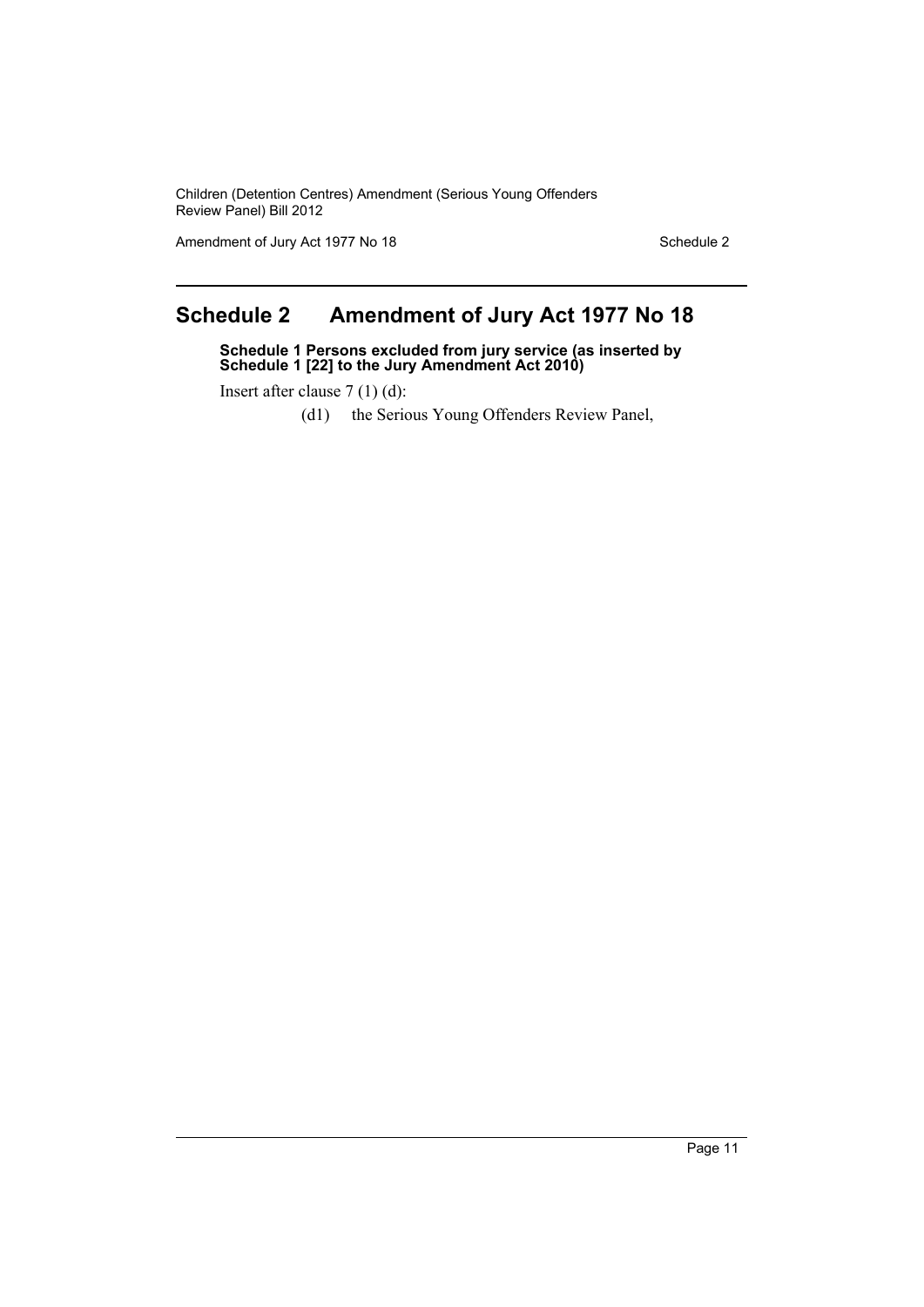# Schedule 2 Amendment of Jury Act 1977 No 18

**Schedule 1 Persons excluded from jury service (as inserted by Schedule 1 [22] to the Jury Amendment Act 2010)**

Insert after clause 7 (1) (d):

(d1) the Serious Young Offenders Review Panel,